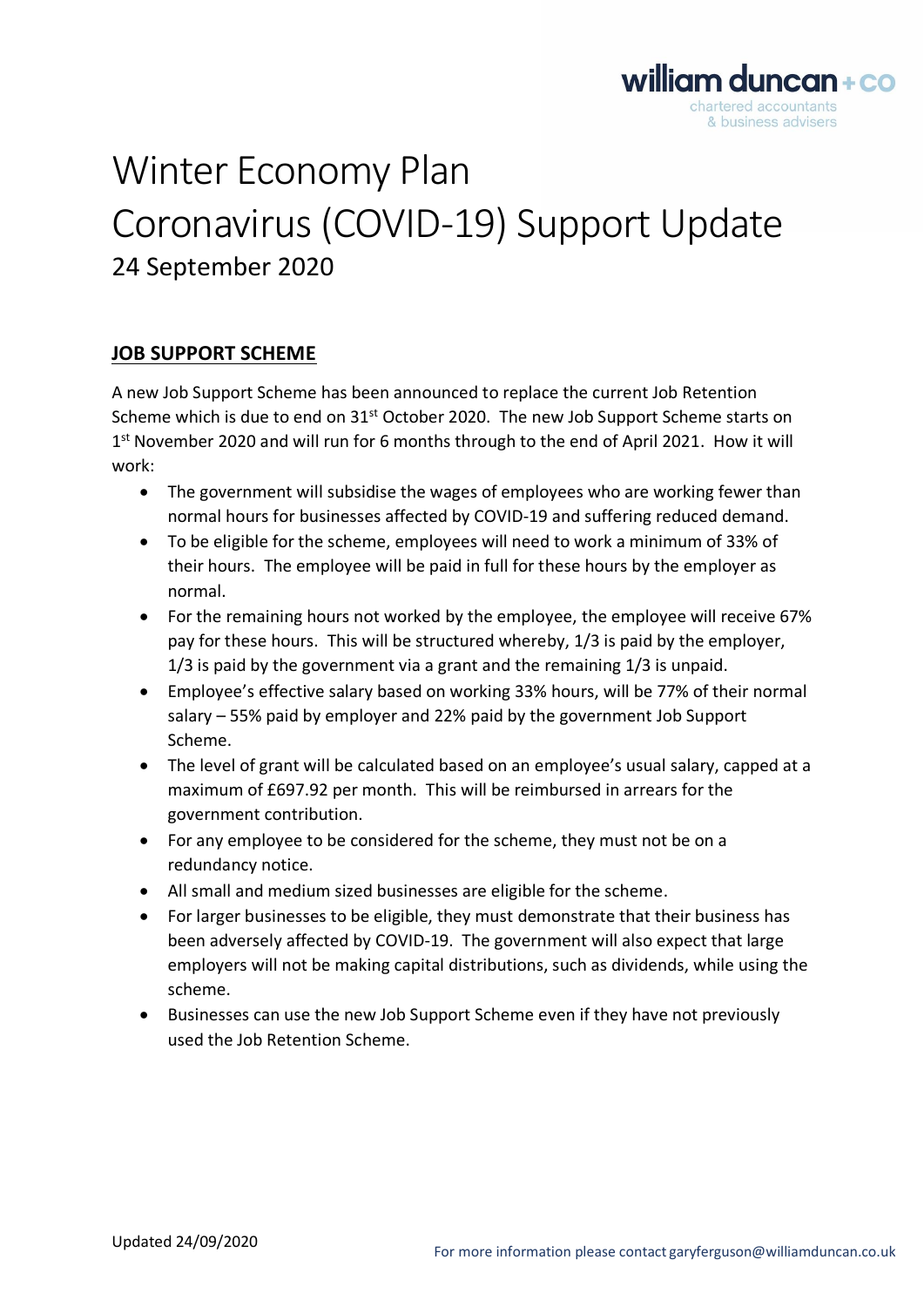# Winter Economy Plan

# Coronavirus (COVID-19) Support Update

## 24 September 2020

### JOB SUPPORT SCHEME

A new Job Support Scheme has been announced to replace the current Job Retention Scheme which is due to end on 31st October 2020. The new Job Support Scheme starts on 1st November 2020 and will run for 6 months through to the end of April 2021. How it will work:

- The government will subsidise the wages of employees who are working fewer than normal hours for businesses affected by COVID-19 and suffering reduced demand.
- To be eligible for the scheme, employees will need to work a minimum of 33% of their hours. The employee will be paid in full for these hours by the employer as normal.
- For the remaining hours not worked by the employee, the employee will receive 67% pay for these hours. This will be structured whereby, 1/3 is paid by the employer, 1/3 is paid by the government via a grant and the remaining 1/3 is unpaid.
- Employee's effective salary based on working 33% hours, will be 77% of their normal salary – 55% paid by employer and 22% paid by the government Job Support Scheme.
- The level of grant will be calculated based on an employee's usual salary, capped at a maximum of £697.92 per month. This will be reimbursed in arrears for the government contribution.
- For any employee to be considered for the scheme, they must not be on a redundancy notice.
- All small and medium sized businesses are eligible for the scheme.
- For larger businesses to be eligible, they must demonstrate that their business has been adversely affected by COVID-19. The government will also expect that large employers will not be making capital distributions, such as dividends, while using the scheme.
- Businesses can use the new Job Support Scheme even if they have not previously used the Job Retention Scheme.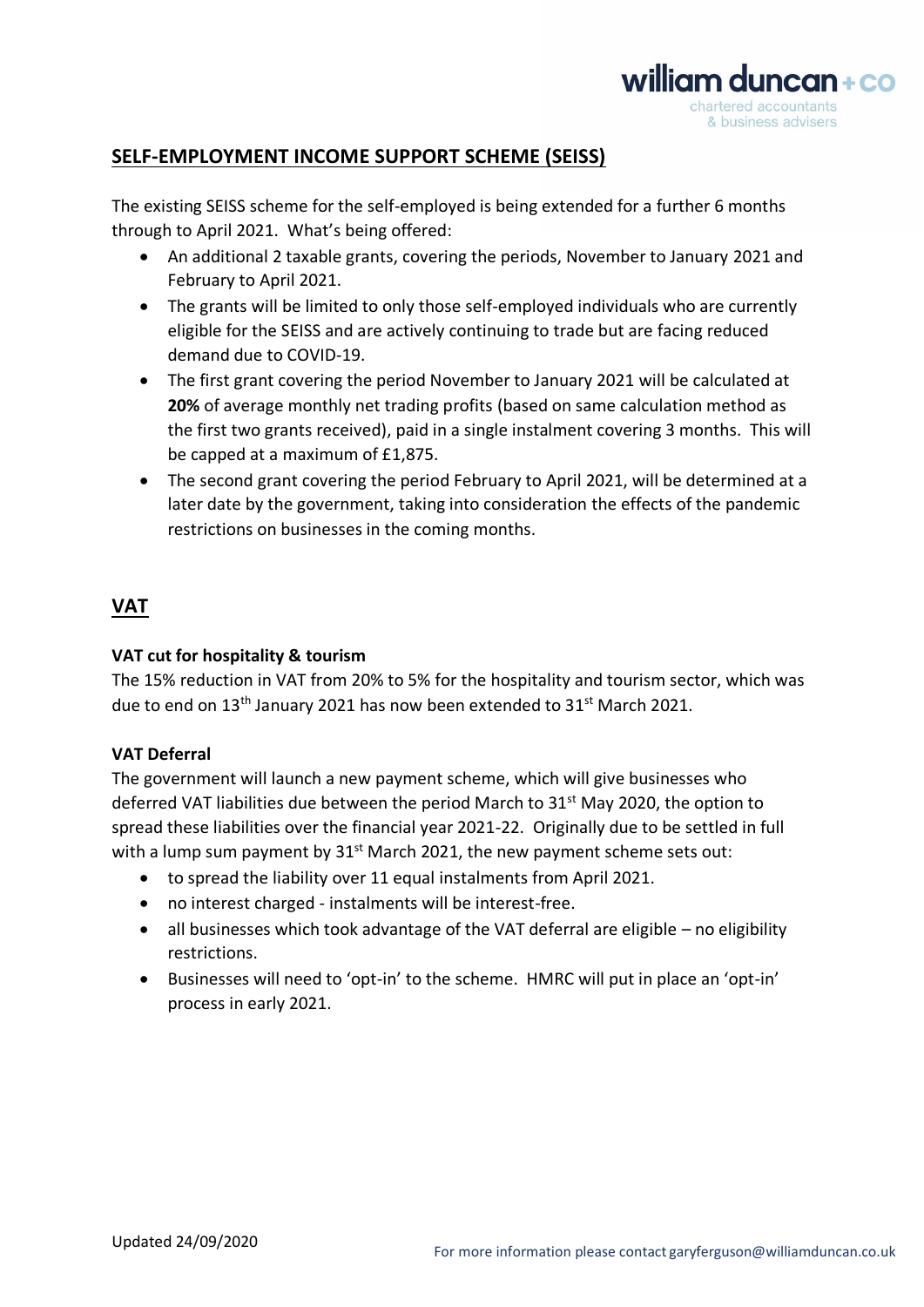## SELF-EMPLOYMENT INCOME SUPPORT SCHEME (SEISS)

The existing SEISS scheme for the self-employed is being extended for a further 6 months through to April 2021. What's being offered:

- An additional 2 taxable grants, covering the periods, November to January 2021 and February to April 2021.
- The grants will be limited to only those self-employed individuals who are currently eligible for the SEISS and are actively continuing to trade but are facing reduced demand due to COVID-19.
- The first grant covering the period November to January 2021 will be calculated at **20%** of average monthly net trading profits (based on same calculation method as the first two grants received), paid in a single instalment covering 3 months. This will be capped at a maximum of £1,875.
- The second grant covering the period February to April 2021, will be determined at a later date by the government, taking into consideration the effects of the pandemic restrictions on businesses in the coming months.

## VAT

### VAT cut for hospitality & tourism

The 15% reduction in VAT from 20% to 5% for the hospitality and tourism sector, which was due to end on 13th January 2021 has now been extended to 31st March 2021.

### VAT Deferral

The government will launch a new payment scheme, which will give businesses who deferred VAT liabilities due between the period March to 31st May 2020, the option to spread these liabilities over the financial year 2021-22. Originally due to be settled in full with a lump sum payment by 31st March 2021, the new payment scheme sets out:

- to spread the liability over 11 equal instalments from April 2021.
- no interest charged - instalments will be interest-free.
- all businesses which took advantage of the VAT deferral are eligible – no eligibility restrictions.
- Businesses will need to 'opt-in' to the scheme. HMRC will put in place an 'opt-in' process in early 2021.

Updated 24/09/2020

For more information please contact garyferguson@williamduncan.co.uk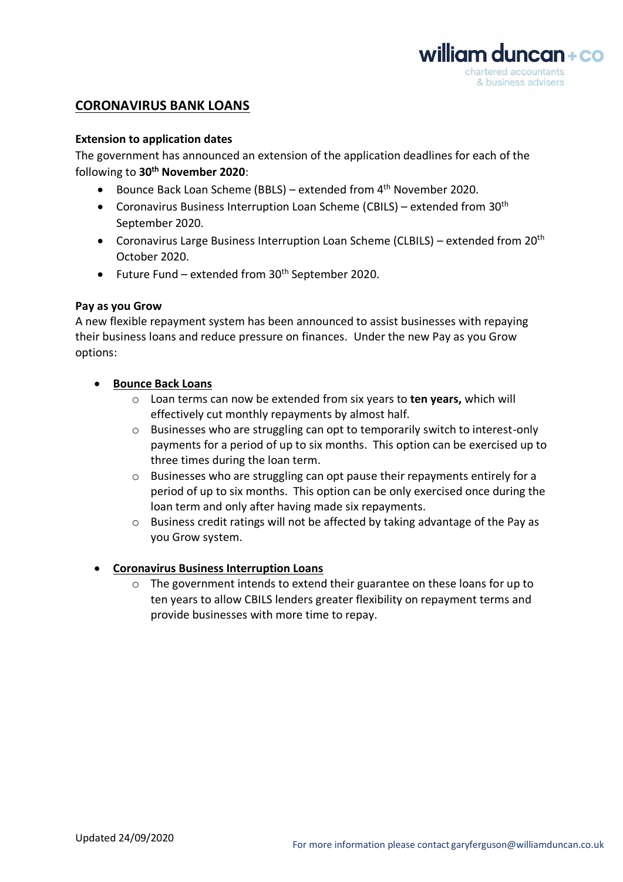## CORONAVIRUS BANK LOANS

### Extension to application dates

The government has announced an extension of the application deadlines for each of the following to **30th November 2020**:

- Bounce Back Loan Scheme (BBLS) – extended from 4th November 2020.
- Coronavirus Business Interruption Loan Scheme (CBILS) – extended from 30th September 2020.
- Coronavirus Large Business Interruption Loan Scheme (CLBILS) – extended from 20th October 2020.
- Future Fund – extended from 30th September 2020.

### Pay as you Grow

A new flexible repayment system has been announced to assist businesses with repaying their business loans and reduce pressure on finances. Under the new Pay as you Grow options:

- **Bounce Back Loans**
  - Loan terms can now be extended from six years to **ten years,** which will effectively cut monthly repayments by almost half.
  - Businesses who are struggling can opt to temporarily switch to interest-only payments for a period of up to six months. This option can be exercised up to three times during the loan term.
  - Businesses who are struggling can opt pause their repayments entirely for a period of up to six months. This option can be only exercised once during the loan term and only after having made six repayments.
  - Business credit ratings will not be affected by taking advantage of the Pay as you Grow system.

- **Coronavirus Business Interruption Loans**
  - The government intends to extend their guarantee on these loans for up to ten years to allow CBILS lenders greater flexibility on repayment terms and provide businesses with more time to repay.

Updated 24/09/2020

For more information please contact garyferguson@williamduncan.co.uk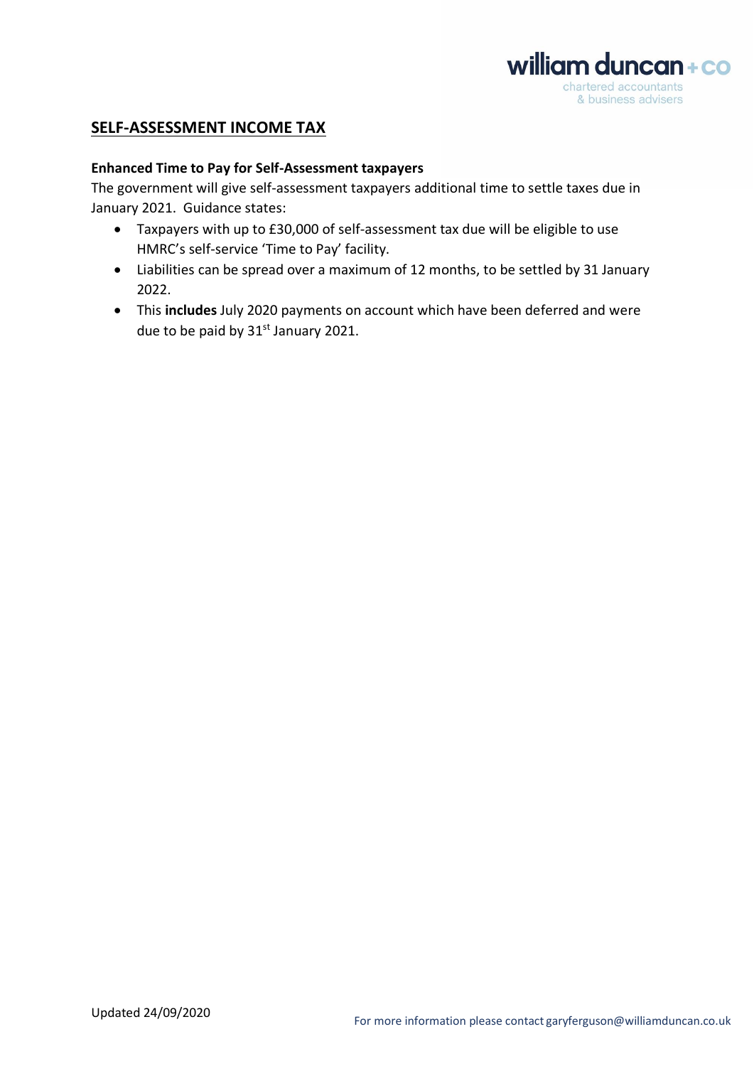## SELF-ASSESSMENT INCOME TAX

**Enhanced Time to Pay for Self-Assessment taxpayers**

The government will give self-assessment taxpayers additional time to settle taxes due in January 2021. Guidance states:

- Taxpayers with up to £30,000 of self-assessment tax due will be eligible to use HMRC's self-service 'Time to Pay' facility.
- Liabilities can be spread over a maximum of 12 months, to be settled by 31 January 2022.
- This **includes** July 2020 payments on account which have been deferred and were due to be paid by 31st January 2021.

Updated 24/09/2020

For more information please contact garyferguson@williamduncan.co.uk